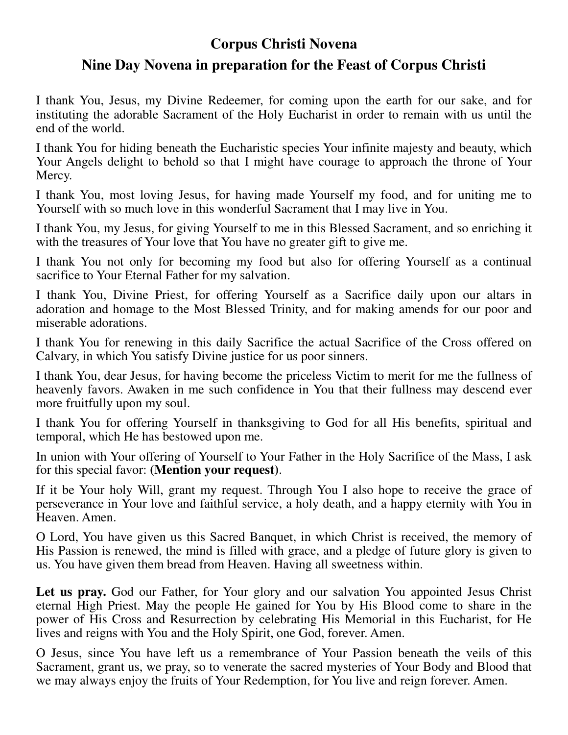# Corpus Christi Novena

## Nine Day Novena in preparation for the Feast of Corpus Christi

I thank You, Jesus, my Divine Redeemer, for coming upon the earth for our sake, and for instituting the adorable Sacrament of the Holy Eucharist in order to remain with us until the end of the world.

I thank You for hiding beneath the Eucharistic species Your infinite majesty and beauty, which Your Angels delight to behold so that I might have courage to approach the throne of Your Mercy.

I thank You, most loving Jesus, for having made Yourself my food, and for uniting me to Yourself with so much love in this wonderful Sacrament that I may live in You.

I thank You, my Jesus, for giving Yourself to me in this Blessed Sacrament, and so enriching it with the treasures of Your love that You have no greater gift to give me.

I thank You not only for becoming my food but also for offering Yourself as a continual sacrifice to Your Eternal Father for my salvation.

I thank You, Divine Priest, for offering Yourself as a Sacrifice daily upon our altars in adoration and homage to the Most Blessed Trinity, and for making amends for our poor and miserable adorations.

I thank You for renewing in this daily Sacrifice the actual Sacrifice of the Cross offered on Calvary, in which You satisfy Divine justice for us poor sinners.

I thank You, dear Jesus, for having become the priceless Victim to merit for me the fullness of heavenly favors. Awaken in me such confidence in You that their fullness may descend ever more fruitfully upon my soul.

I thank You for offering Yourself in thanksgiving to God for all His benefits, spiritual and temporal, which He has bestowed upon me.

In union with Your offering of Yourself to Your Father in the Holy Sacrifice of the Mass, I ask for this special favor: **(Mention your request)**.

If it be Your holy Will, grant my request. Through You I also hope to receive the grace of perseverance in Your love and faithful service, a holy death, and a happy eternity with You in Heaven. Amen.

O Lord, You have given us this Sacred Banquet, in which Christ is received, the memory of His Passion is renewed, the mind is filled with grace, and a pledge of future glory is given to us. You have given them bread from Heaven. Having all sweetness within.

**Let us pray.** God our Father, for Your glory and our salvation You appointed Jesus Christ eternal High Priest. May the people He gained for You by His Blood come to share in the power of His Cross and Resurrection by celebrating His Memorial in this Eucharist, for He lives and reigns with You and the Holy Spirit, one God, forever. Amen.

O Jesus, since You have left us a remembrance of Your Passion beneath the veils of this Sacrament, grant us, we pray, so to venerate the sacred mysteries of Your Body and Blood that we may always enjoy the fruits of Your Redemption, for You live and reign forever. Amen.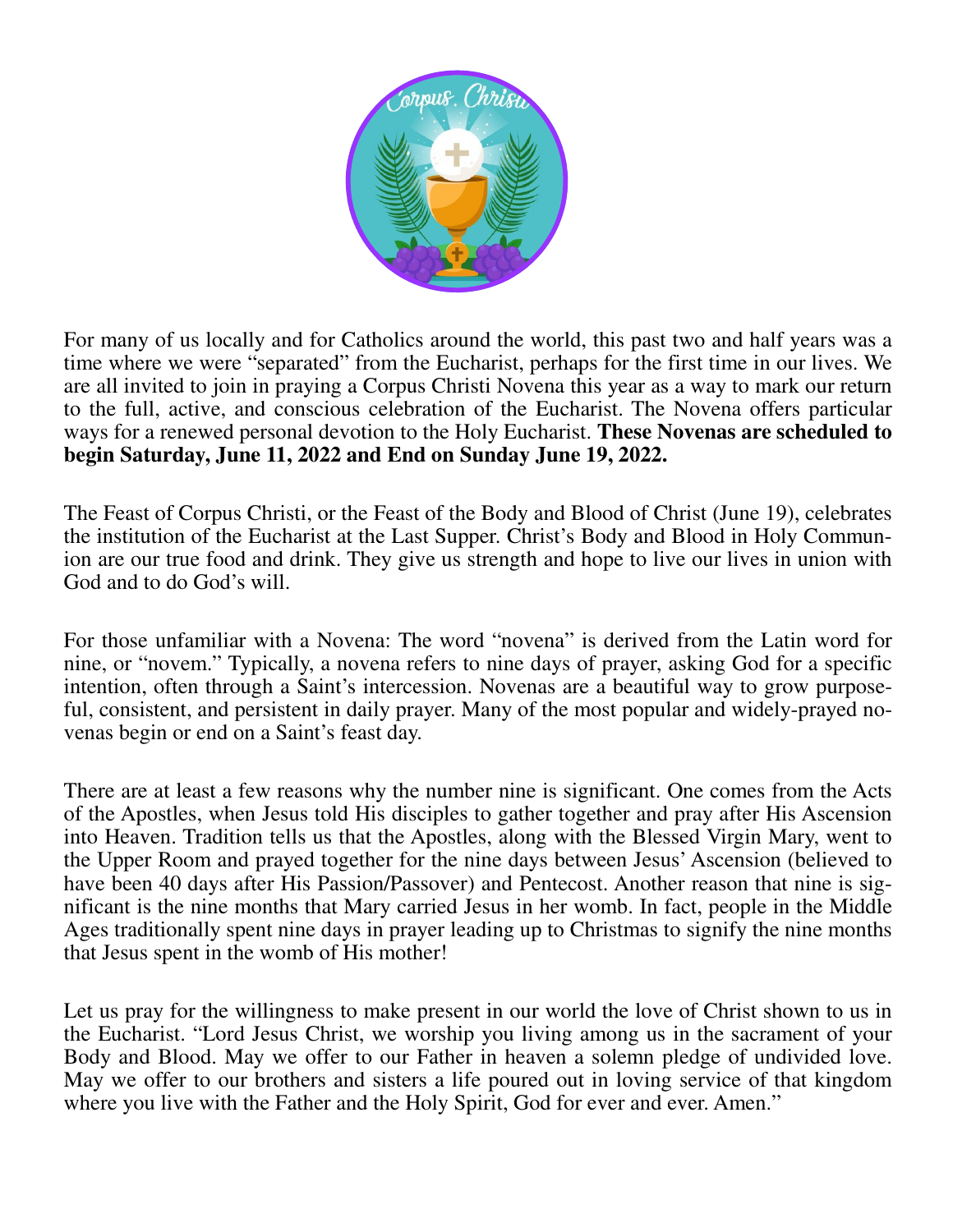For many of us locally and for Catholics around the world, this past two and half years was a time where we were "separated" from the Eucharist, perhaps for the first time in our lives. We are all invited to join in praying a Corpus Christi Novena this year as a way to mark our return to the full, active, and conscious celebration of the Eucharist. The Novena offers particular ways for a renewed personal devotion to the Holy Eucharist. **These Novenas are scheduled to begin Saturday, June 11, 2022 and End on Sunday June 19, 2022.**

The Feast of Corpus Christi, or the Feast of the Body and Blood of Christ (June 19), celebrates the institution of the Eucharist at the Last Supper. Christ's Body and Blood in Holy Communion are our true food and drink. They give us strength and hope to live our lives in union with God and to do God's will.

For those unfamiliar with a Novena: The word "novena" is derived from the Latin word for nine, or "novem." Typically, a novena refers to nine days of prayer, asking God for a specific intention, often through a Saint's intercession. Novenas are a beautiful way to grow purposeful, consistent, and persistent in daily prayer. Many of the most popular and widely-prayed novenas begin or end on a Saint's feast day.

There are at least a few reasons why the number nine is significant. One comes from the Acts of the Apostles, when Jesus told His disciples to gather together and pray after His Ascension into Heaven. Tradition tells us that the Apostles, along with the Blessed Virgin Mary, went to the Upper Room and prayed together for the nine days between Jesus' Ascension (believed to have been 40 days after His Passion/Passover) and Pentecost. Another reason that nine is significant is the nine months that Mary carried Jesus in her womb. In fact, people in the Middle Ages traditionally spent nine days in prayer leading up to Christmas to signify the nine months that Jesus spent in the womb of His mother!

Let us pray for the willingness to make present in our world the love of Christ shown to us in the Eucharist. "Lord Jesus Christ, we worship you living among us in the sacrament of your Body and Blood. May we offer to our Father in heaven a solemn pledge of undivided love. May we offer to our brothers and sisters a life poured out in loving service of that kingdom where you live with the Father and the Holy Spirit, God for ever and ever. Amen."